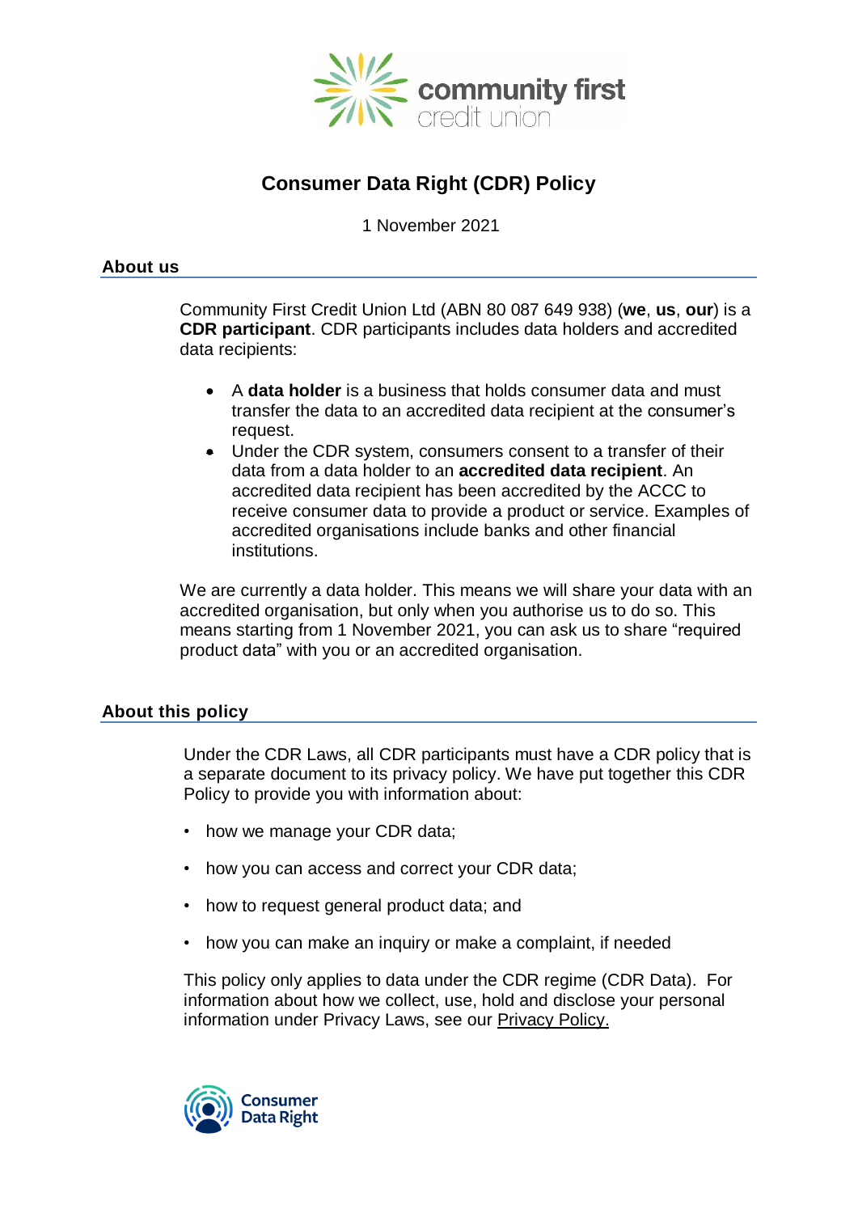# Consumer Data Right (CDR) Policy

1 November 2021

## About us

Community First Credit Union Ltd (ABN 80 087 649 938) (**we**, **us**, **our**) is a **CDR participant**. CDR participants includes data holders and accredited data recipients:

- A **data holder** is a business that holds consumer data and must transfer the data to an accredited data recipient at the consumer's request.
- Under the CDR system, consumers consent to a transfer of their data from a data holder to an **accredited data recipient**. An accredited data recipient has been accredited by the ACCC to receive consumer data to provide a product or service. Examples of accredited organisations include banks and other financial institutions.

We are currently a data holder. This means we will share your data with an accredited organisation, but only when you authorise us to do so. This means starting from 1 November 2021, you can ask us to share "required product data" with you or an accredited organisation.

## About this policy

Under the CDR Laws, all CDR participants must have a CDR policy that is a separate document to its privacy policy. We have put together this CDR Policy to provide you with information about:

- how we manage your CDR data;
- how you can access and correct your CDR data;
- how to request general product data; and
- how you can make an inquiry or make a complaint, if needed

This policy only applies to data under the CDR regime (CDR Data). For information about how we collect, use, hold and disclose your personal information under Privacy Laws, see our Privacy Policy.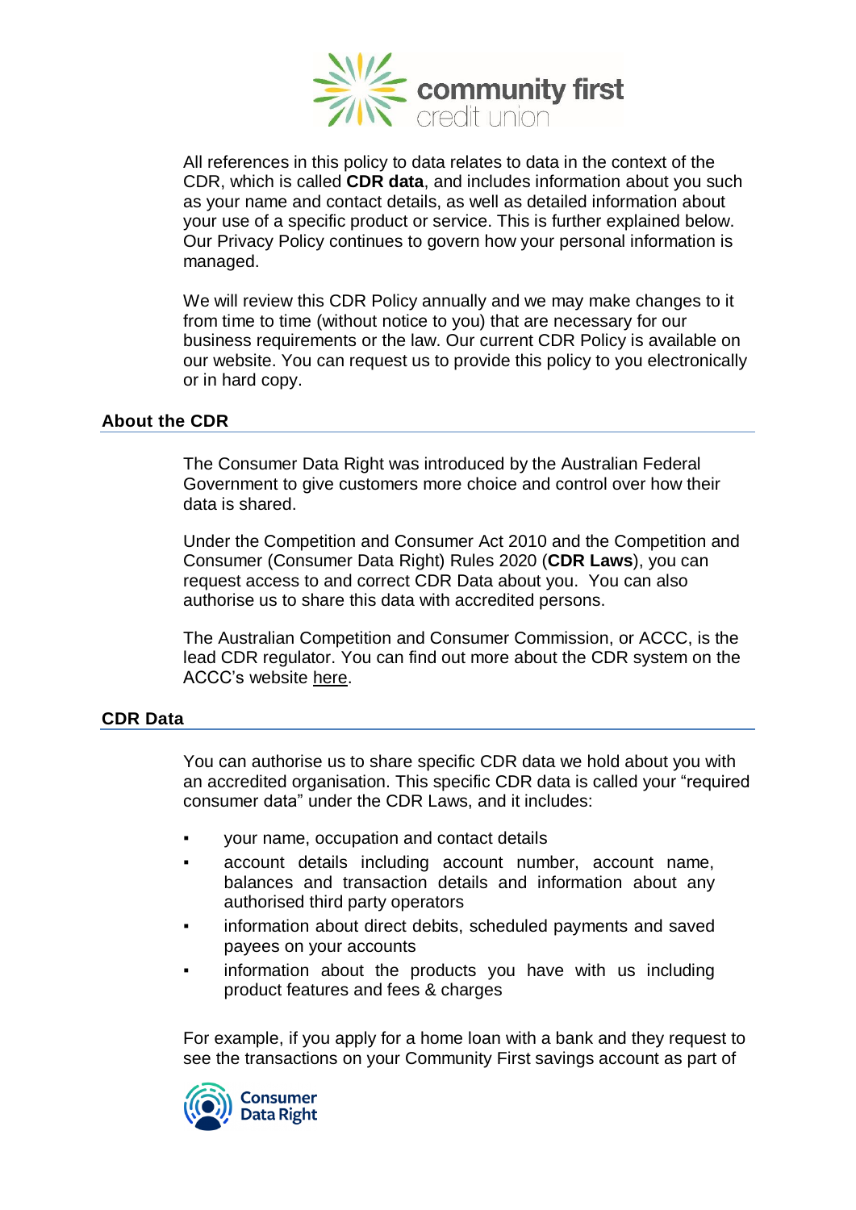All references in this policy to data relates to data in the context of the CDR, which is called **CDR data**, and includes information about you such as your name and contact details, as well as detailed information about your use of a specific product or service. This is further explained below. Our Privacy Policy continues to govern how your personal information is managed.

We will review this CDR Policy annually and we may make changes to it from time to time (without notice to you) that are necessary for our business requirements or the law. Our current CDR Policy is available on our website. You can request us to provide this policy to you electronically or in hard copy.

## About the CDR

The Consumer Data Right was introduced by the Australian Federal Government to give customers more choice and control over how their data is shared.

Under the Competition and Consumer Act 2010 and the Competition and Consumer (Consumer Data Right) Rules 2020 (**CDR Laws**), you can request access to and correct CDR Data about you. You can also authorise us to share this data with accredited persons.

The Australian Competition and Consumer Commission, or ACCC, is the lead CDR regulator. You can find out more about the CDR system on the ACCC's website here.

## CDR Data

You can authorise us to share specific CDR data we hold about you with an accredited organisation. This specific CDR data is called your "required consumer data" under the CDR Laws, and it includes:

- your name, occupation and contact details
- account details including account number, account name, balances and transaction details and information about any authorised third party operators
- information about direct debits, scheduled payments and saved payees on your accounts
- information about the products you have with us including product features and fees & charges

For example, if you apply for a home loan with a bank and they request to see the transactions on your Community First savings account as part of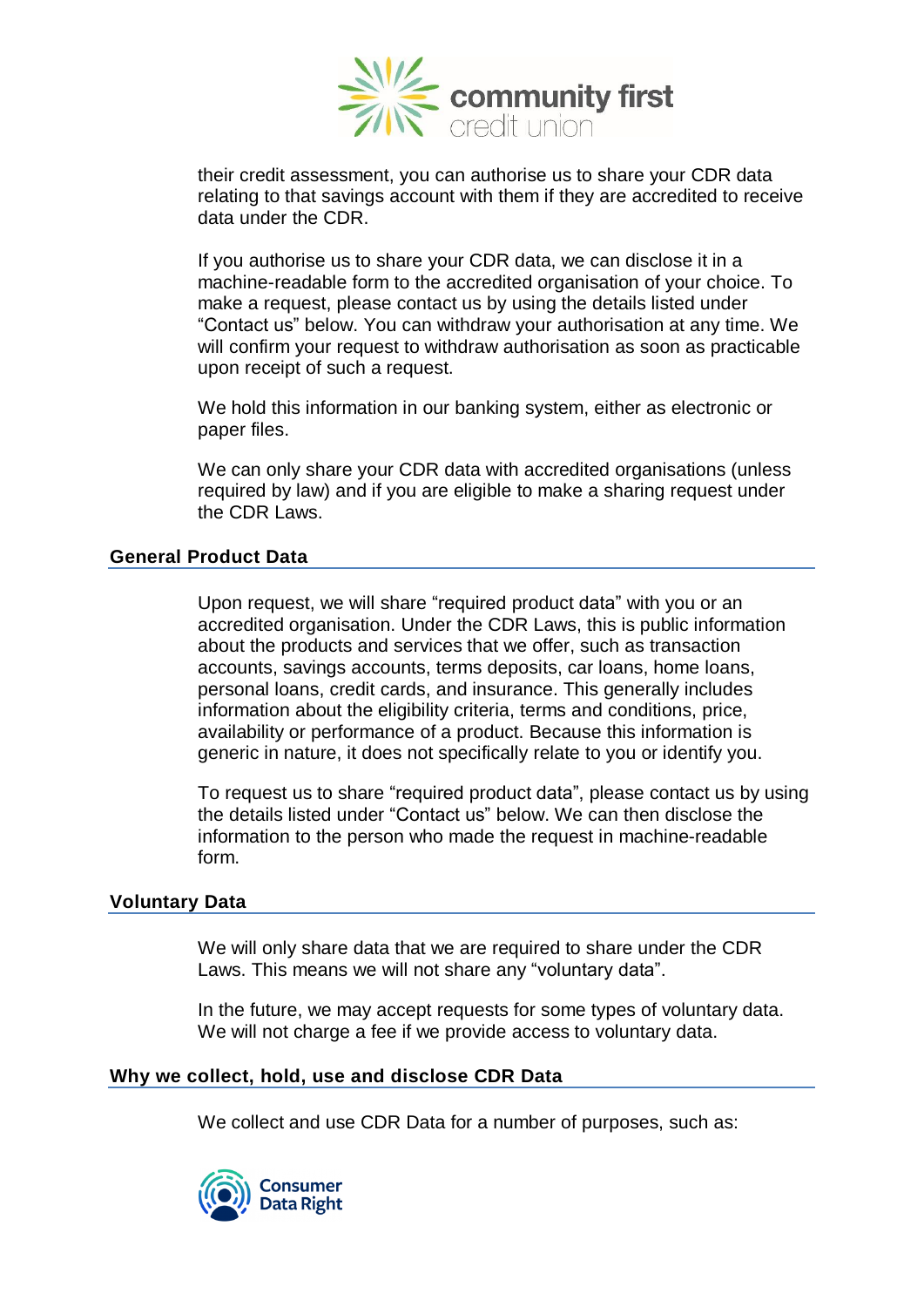their credit assessment, you can authorise us to share your CDR data relating to that savings account with them if they are accredited to receive data under the CDR.

If you authorise us to share your CDR data, we can disclose it in a machine-readable form to the accredited organisation of your choice. To make a request, please contact us by using the details listed under "Contact us" below. You can withdraw your authorisation at any time. We will confirm your request to withdraw authorisation as soon as practicable upon receipt of such a request.

We hold this information in our banking system, either as electronic or paper files.

We can only share your CDR data with accredited organisations (unless required by law) and if you are eligible to make a sharing request under the CDR Laws.

## General Product Data

Upon request, we will share "required product data" with you or an accredited organisation. Under the CDR Laws, this is public information about the products and services that we offer, such as transaction accounts, savings accounts, terms deposits, car loans, home loans, personal loans, credit cards, and insurance. This generally includes information about the eligibility criteria, terms and conditions, price, availability or performance of a product. Because this information is generic in nature, it does not specifically relate to you or identify you.

To request us to share "required product data", please contact us by using the details listed under "Contact us" below. We can then disclose the information to the person who made the request in machine-readable form.

## Voluntary Data

We will only share data that we are required to share under the CDR Laws. This means we will not share any "voluntary data".

In the future, we may accept requests for some types of voluntary data. We will not charge a fee if we provide access to voluntary data.

## Why we collect, hold, use and disclose CDR Data

We collect and use CDR Data for a number of purposes, such as: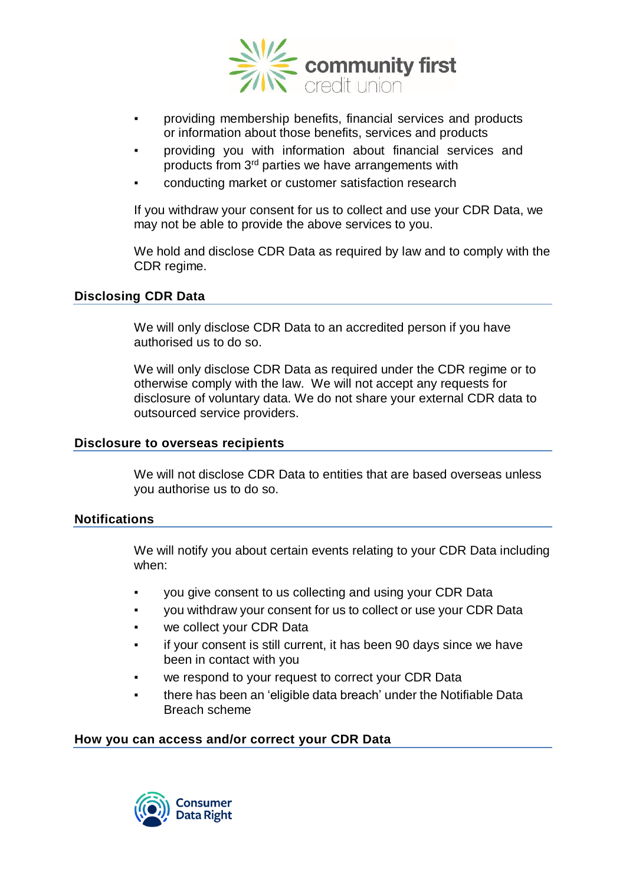- providing membership benefits, financial services and products or information about those benefits, services and products
- providing you with information about financial services and products from 3rd parties we have arrangements with
- conducting market or customer satisfaction research

If you withdraw your consent for us to collect and use your CDR Data, we may not be able to provide the above services to you.

We hold and disclose CDR Data as required by law and to comply with the CDR regime.

## Disclosing CDR Data

We will only disclose CDR Data to an accredited person if you have authorised us to do so.

We will only disclose CDR Data as required under the CDR regime or to otherwise comply with the law. We will not accept any requests for disclosure of voluntary data. We do not share your external CDR data to outsourced service providers.

## Disclosure to overseas recipients

We will not disclose CDR Data to entities that are based overseas unless you authorise us to do so.

## Notifications

We will notify you about certain events relating to your CDR Data including when:

- you give consent to us collecting and using your CDR Data
- you withdraw your consent for us to collect or use your CDR Data
- we collect your CDR Data
- if your consent is still current, it has been 90 days since we have been in contact with you
- we respond to your request to correct your CDR Data
- there has been an 'eligible data breach' under the Notifiable Data Breach scheme

## How you can access and/or correct your CDR Data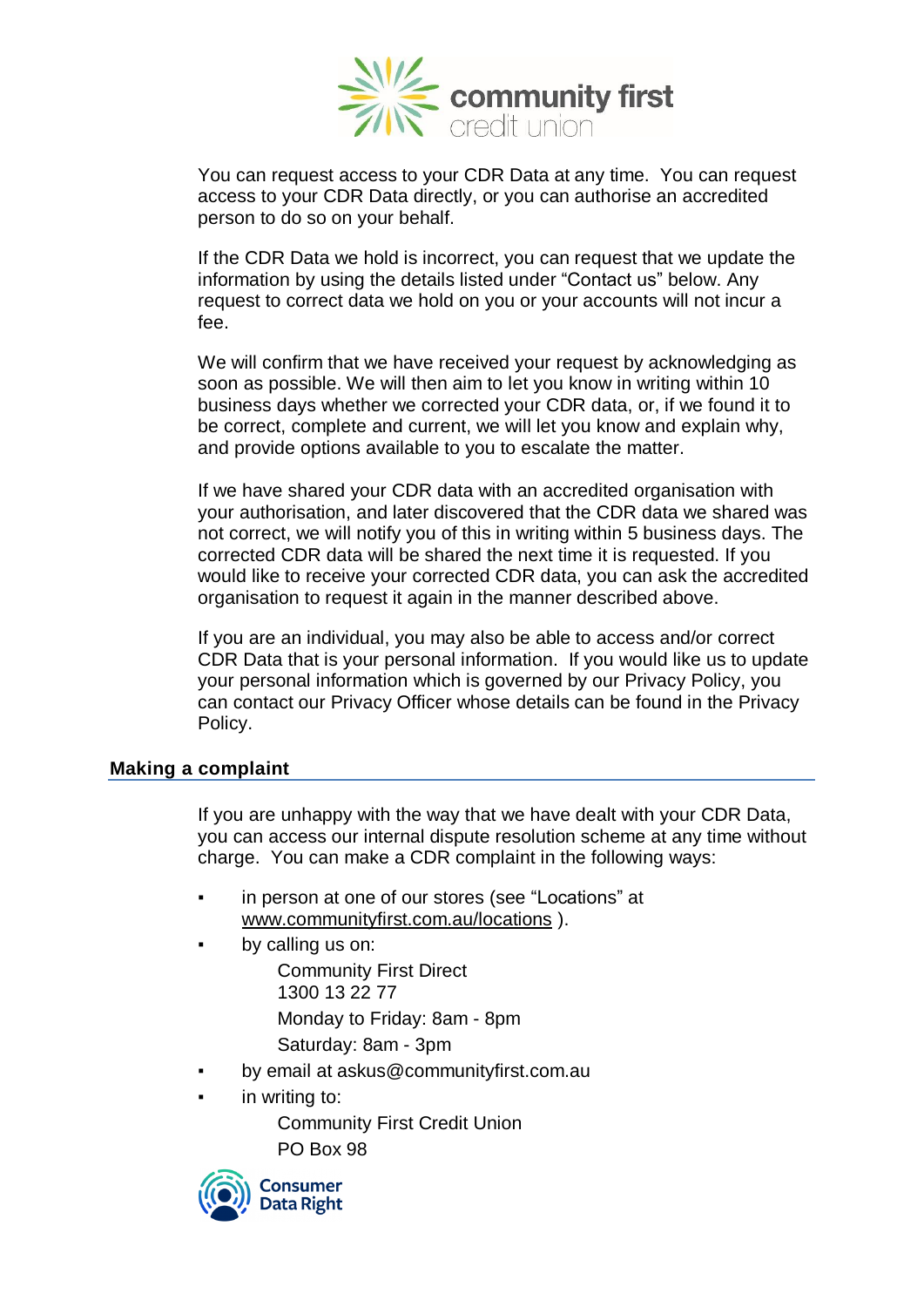You can request access to your CDR Data at any time. You can request access to your CDR Data directly, or you can authorise an accredited person to do so on your behalf.

If the CDR Data we hold is incorrect, you can request that we update the information by using the details listed under "Contact us" below. Any request to correct data we hold on you or your accounts will not incur a fee.

We will confirm that we have received your request by acknowledging as soon as possible. We will then aim to let you know in writing within 10 business days whether we corrected your CDR data, or, if we found it to be correct, complete and current, we will let you know and explain why, and provide options available to you to escalate the matter.

If we have shared your CDR data with an accredited organisation with your authorisation, and later discovered that the CDR data we shared was not correct, we will notify you of this in writing within 5 business days. The corrected CDR data will be shared the next time it is requested. If you would like to receive your corrected CDR data, you can ask the accredited organisation to request it again in the manner described above.

If you are an individual, you may also be able to access and/or correct CDR Data that is your personal information. If you would like us to update your personal information which is governed by our Privacy Policy, you can contact our Privacy Officer whose details can be found in the Privacy Policy.

## Making a complaint

If you are unhappy with the way that we have dealt with your CDR Data, you can access our internal dispute resolution scheme at any time without charge. You can make a CDR complaint in the following ways:

- in person at one of our stores (see "Locations" at www.communityfirst.com.au/locations ).
- by calling us on:

  Community First Direct
  1300 13 22 77

  Monday to Friday: 8am - 8pm

  Saturday: 8am - 3pm
- by email at askus@communityfirst.com.au
- in writing to:

  Community First Credit Union

  PO Box 98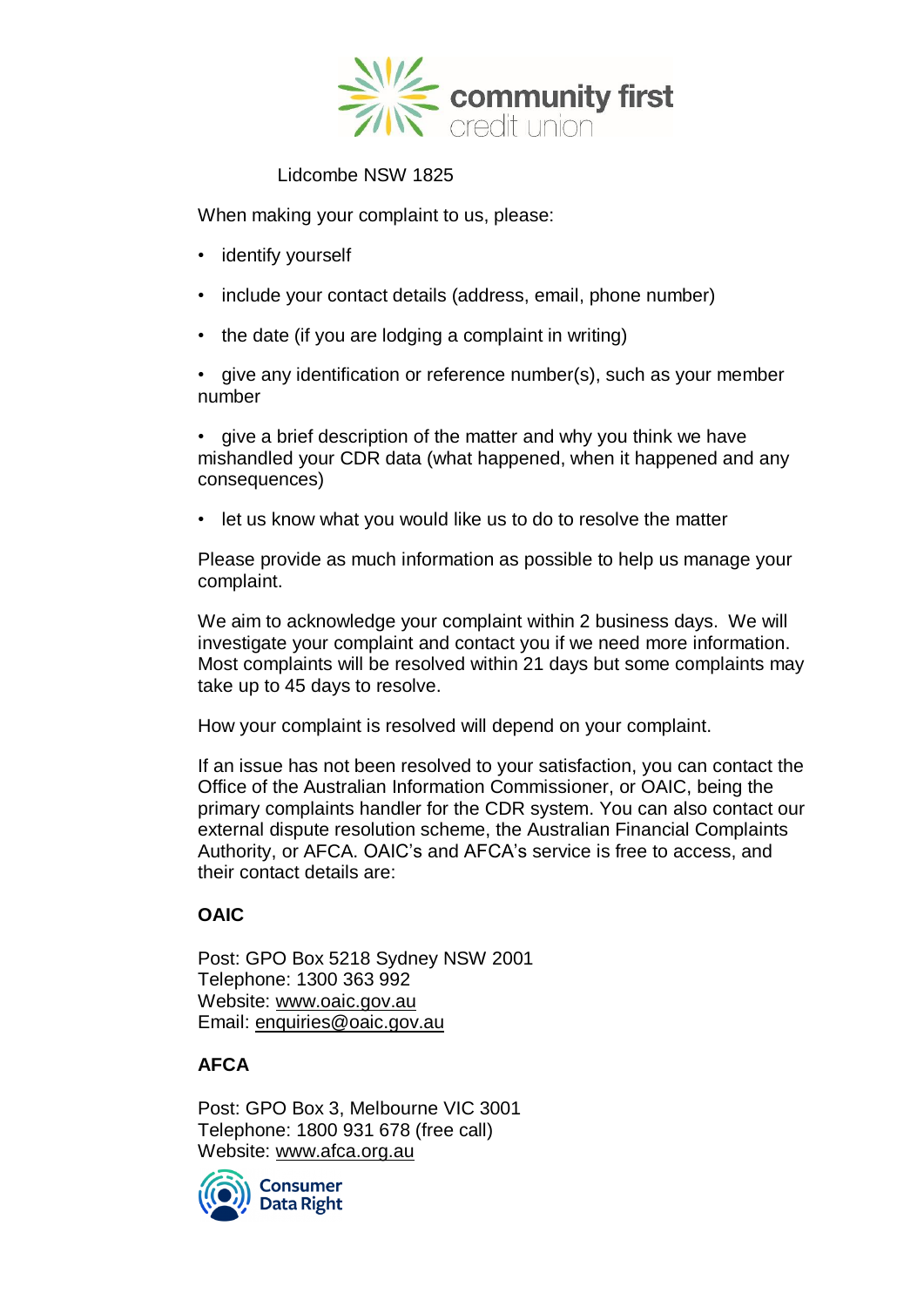Lidcombe NSW 1825

When making your complaint to us, please:

- identify yourself
- include your contact details (address, email, phone number)
- the date (if you are lodging a complaint in writing)
- give any identification or reference number(s), such as your member number
- give a brief description of the matter and why you think we have mishandled your CDR data (what happened, when it happened and any consequences)
- let us know what you would like us to do to resolve the matter

Please provide as much information as possible to help us manage your complaint.

We aim to acknowledge your complaint within 2 business days. We will investigate your complaint and contact you if we need more information. Most complaints will be resolved within 21 days but some complaints may take up to 45 days to resolve.

How your complaint is resolved will depend on your complaint.

If an issue has not been resolved to your satisfaction, you can contact the Office of the Australian Information Commissioner, or OAIC, being the primary complaints handler for the CDR system. You can also contact our external dispute resolution scheme, the Australian Financial Complaints Authority, or AFCA. OAIC's and AFCA's service is free to access, and their contact details are:

**OAIC**

Post: GPO Box 5218 Sydney NSW 2001
Telephone: 1300 363 992
Website: www.oaic.gov.au
Email: enquiries@oaic.gov.au

**AFCA**

Post: GPO Box 3, Melbourne VIC 3001
Telephone: 1800 931 678 (free call)
Website: www.afca.org.au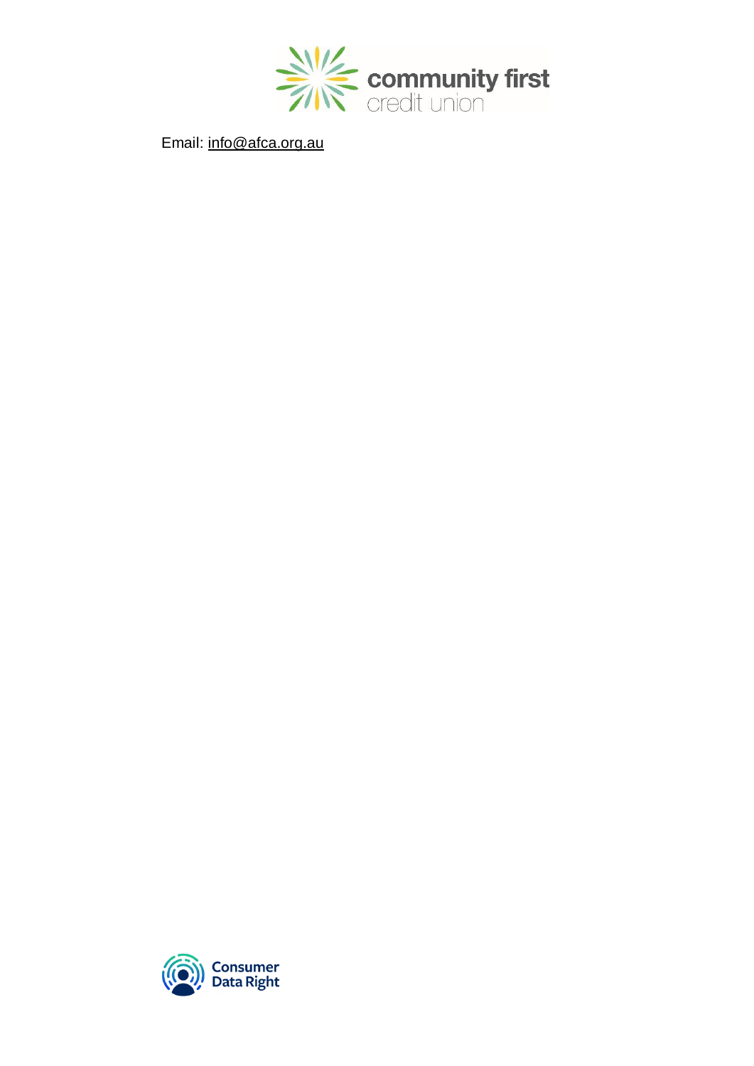Email: info@afca.org.au